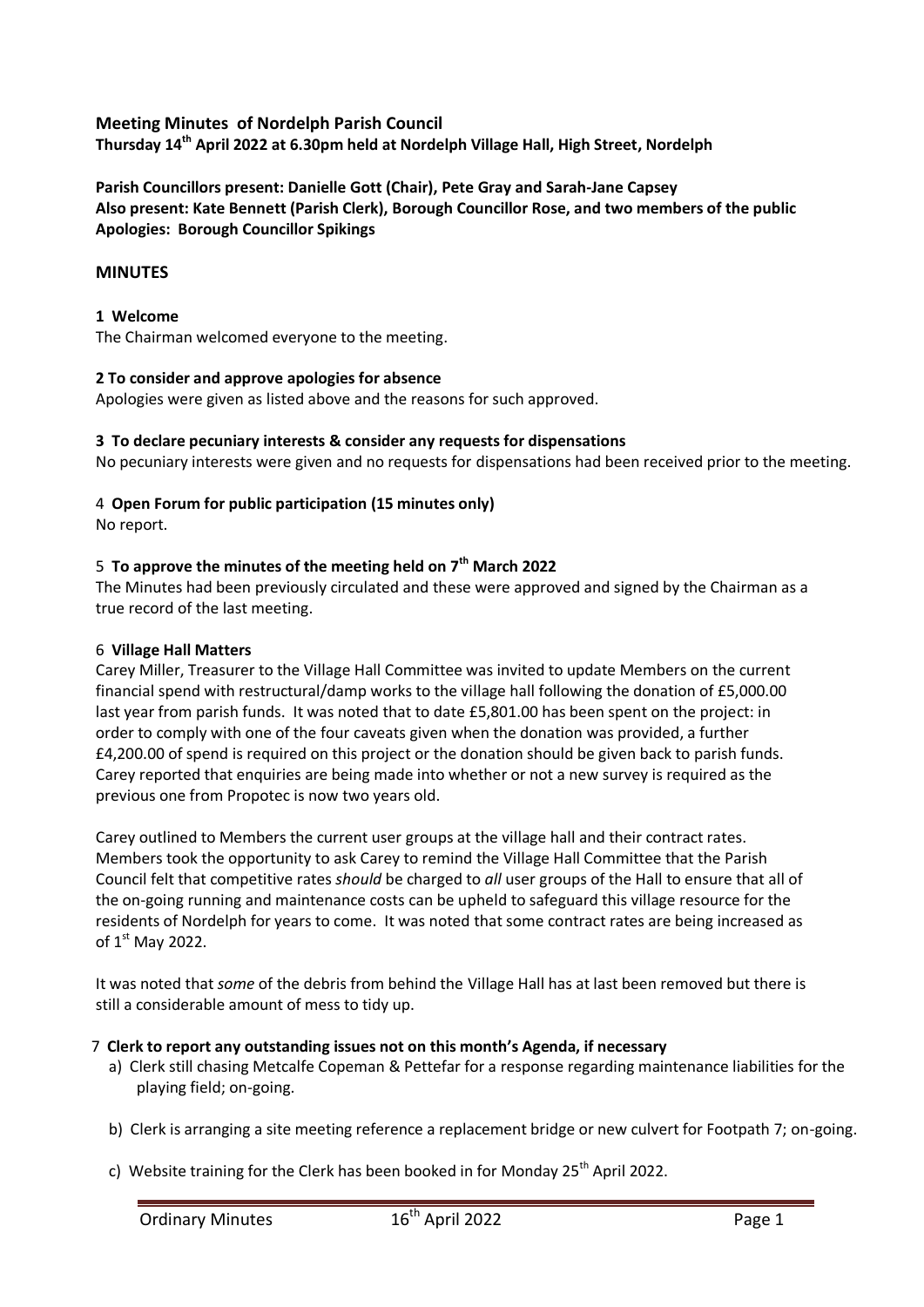# Meeting Minutes of Nordelph Parish Council

**Thursday 14th April 2022 at 6.30pm held at Nordelph Village Hall, High Street, Nordelph**

**Parish Councillors present: Danielle Gott (Chair), Pete Gray and Sarah-Jane Capsey**
**Also present: Kate Bennett (Parish Clerk), Borough Councillor Rose, and two members of the public**
**Apologies: Borough Councillor Spikings**

## MINUTES

### 1 Welcome

The Chairman welcomed everyone to the meeting.

### 2 To consider and approve apologies for absence

Apologies were given as listed above and the reasons for such approved.

### 3 To declare pecuniary interests & consider any requests for dispensations

No pecuniary interests were given and no requests for dispensations had been received prior to the meeting.

### 4 Open Forum for public participation (15 minutes only)

No report.

### 5 To approve the minutes of the meeting held on 7th March 2022

The Minutes had been previously circulated and these were approved and signed by the Chairman as a true record of the last meeting.

### 6 Village Hall Matters

Carey Miller, Treasurer to the Village Hall Committee was invited to update Members on the current financial spend with restructural/damp works to the village hall following the donation of £5,000.00 last year from parish funds. It was noted that to date £5,801.00 has been spent on the project: in order to comply with one of the four caveats given when the donation was provided, a further £4,200.00 of spend is required on this project or the donation should be given back to parish funds. Carey reported that enquiries are being made into whether or not a new survey is required as the previous one from Propotec is now two years old.

Carey outlined to Members the current user groups at the village hall and their contract rates. Members took the opportunity to ask Carey to remind the Village Hall Committee that the Parish Council felt that competitive rates *should* be charged to *all* user groups of the Hall to ensure that all of the on-going running and maintenance costs can be upheld to safeguard this village resource for the residents of Nordelph for years to come. It was noted that some contract rates are being increased as of 1st May 2022.

It was noted that *some* of the debris from behind the Village Hall has at last been removed but there is still a considerable amount of mess to tidy up.

### 7 Clerk to report any outstanding issues not on this month's Agenda, if necessary

a) Clerk still chasing Metcalfe Copeman & Pettefar for a response regarding maintenance liabilities for the playing field; on-going.

b) Clerk is arranging a site meeting reference a replacement bridge or new culvert for Footpath 7; on-going.

c) Website training for the Clerk has been booked in for Monday 25th April 2022.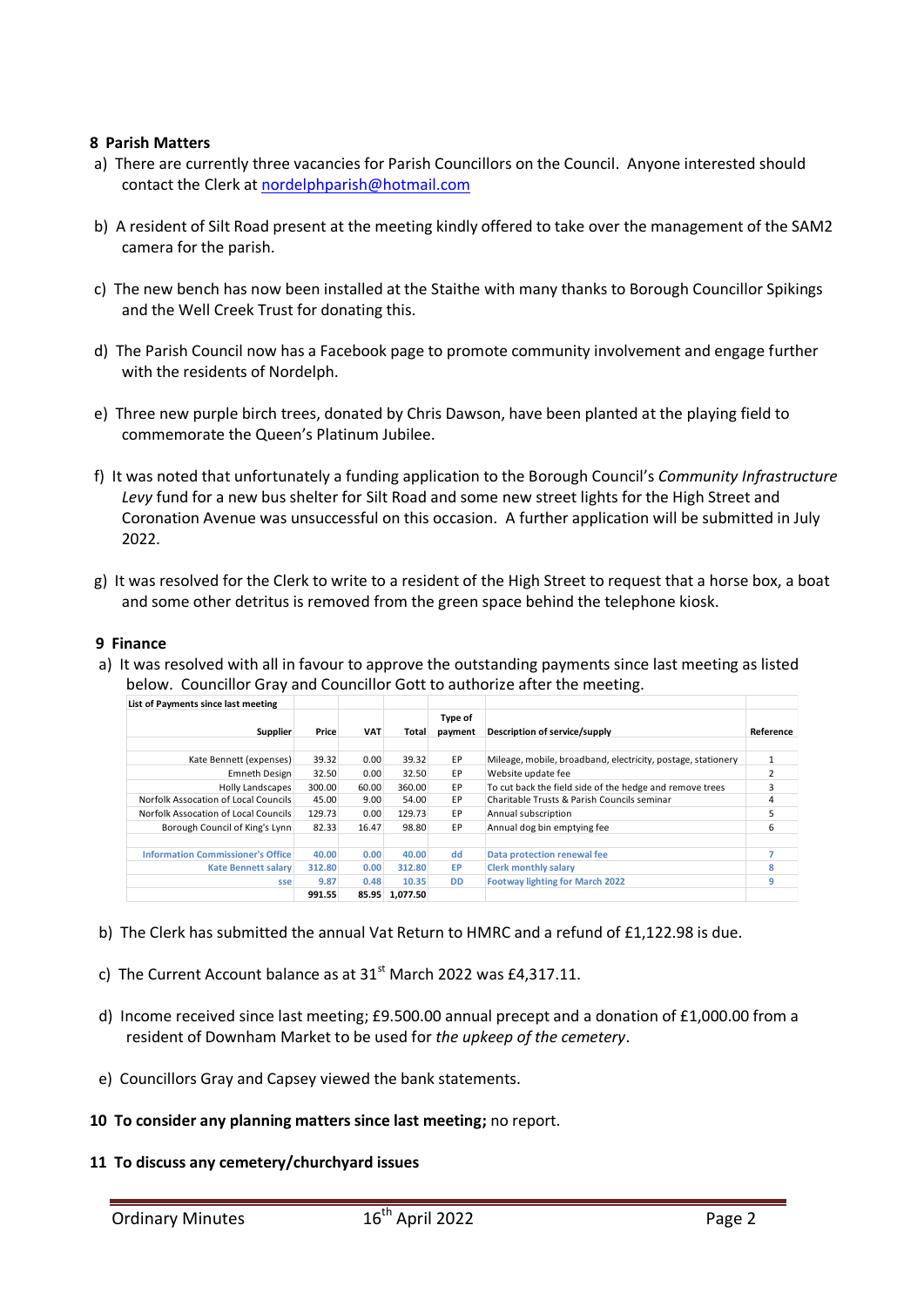**8 Parish Matters**

a) There are currently three vacancies for Parish Councillors on the Council. Anyone interested should contact the Clerk at nordelphparish@hotmail.com

b) A resident of Silt Road present at the meeting kindly offered to take over the management of the SAM2 camera for the parish.

c) The new bench has now been installed at the Staithe with many thanks to Borough Councillor Spikings and the Well Creek Trust for donating this.

d) The Parish Council now has a Facebook page to promote community involvement and engage further with the residents of Nordelph.

e) Three new purple birch trees, donated by Chris Dawson, have been planted at the playing field to commemorate the Queen's Platinum Jubilee.

f) It was noted that unfortunately a funding application to the Borough Council's *Community Infrastructure Levy* fund for a new bus shelter for Silt Road and some new street lights for the High Street and Coronation Avenue was unsuccessful on this occasion. A further application will be submitted in July 2022.

g) It was resolved for the Clerk to write to a resident of the High Street to request that a horse box, a boat and some other detritus is removed from the green space behind the telephone kiosk.

**9 Finance**

a) It was resolved with all in favour to approve the outstanding payments since last meeting as listed below. Councillor Gray and Councillor Gott to authorize after the meeting.

| List of Payments since last meeting | | | | | | |
|---|---|---|---|---|---|---|
| **Supplier** | **Price** | **VAT** | **Total** | **Type of payment** | **Description of service/supply** | **Reference** |
| Kate Bennett (expenses) | 39.32 | 0.00 | 39.32 | EP | Mileage, mobile, broadband, electricity, postage, stationery | 1 |
| Emneth Design | 32.50 | 0.00 | 32.50 | EP | Website update fee | 2 |
| Holly Landscapes | 300.00 | 60.00 | 360.00 | EP | To cut back the field side of the hedge and remove trees | 3 |
| Norfolk Assocation of Local Councils | 45.00 | 9.00 | 54.00 | EP | Charitable Trusts & Parish Councils seminar | 4 |
| Norfolk Assocation of Local Councils | 129.73 | 0.00 | 129.73 | EP | Annual subscription | 5 |
| Borough Council of King's Lynn | 82.33 | 16.47 | 98.80 | EP | Annual dog bin emptying fee | 6 |
| Information Commissioner's Office | 40.00 | 0.00 | 40.00 | dd | Data protection renewal fee | 7 |
| Kate Bennett salary | 312.80 | 0.00 | 312.80 | EP | Clerk monthly salary | 8 |
| sse | 9.87 | 0.48 | 10.35 | DD | Footway lighting for March 2022 | 9 |
| | 991.55 | 85.95 | 1,077.50 | | | |

b) The Clerk has submitted the annual Vat Return to HMRC and a refund of £1,122.98 is due.

c) The Current Account balance as at 31st March 2022 was £4,317.11.

d) Income received since last meeting; £9.500.00 annual precept and a donation of £1,000.00 from a resident of Downham Market to be used for *the upkeep of the cemetery*.

e) Councillors Gray and Capsey viewed the bank statements.

**10 To consider any planning matters since last meeting;** no report.

**11 To discuss any cemetery/churchyard issues**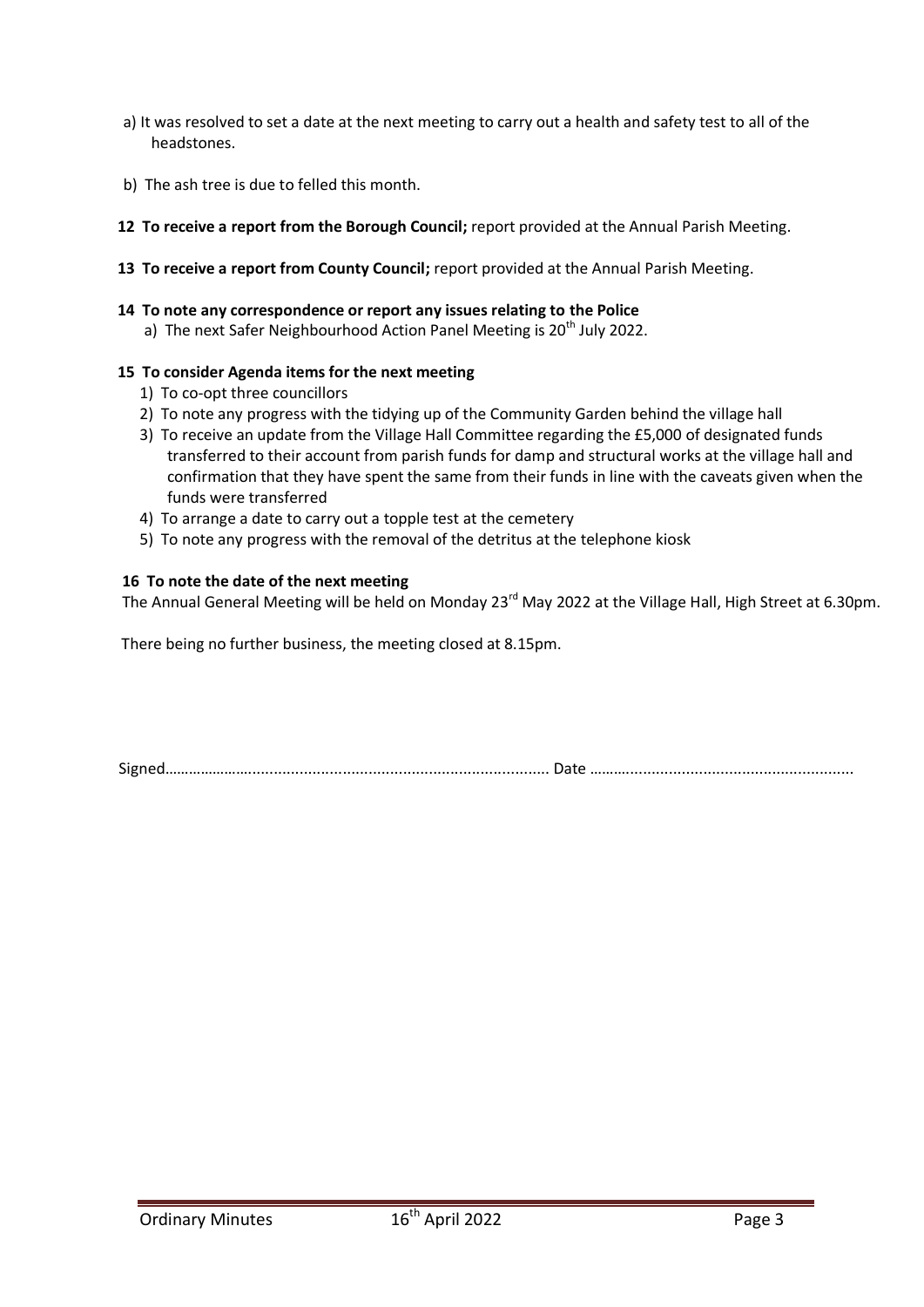a) It was resolved to set a date at the next meeting to carry out a health and safety test to all of the headstones.

b) The ash tree is due to felled this month.

**12 To receive a report from the Borough Council;** report provided at the Annual Parish Meeting.

**13 To receive a report from County Council;** report provided at the Annual Parish Meeting.

**14 To note any correspondence or report any issues relating to the Police**

a) The next Safer Neighbourhood Action Panel Meeting is 20th July 2022.

**15 To consider Agenda items for the next meeting**

1) To co-opt three councillors
2) To note any progress with the tidying up of the Community Garden behind the village hall
3) To receive an update from the Village Hall Committee regarding the £5,000 of designated funds transferred to their account from parish funds for damp and structural works at the village hall and confirmation that they have spent the same from their funds in line with the caveats given when the funds were transferred
4) To arrange a date to carry out a topple test at the cemetery
5) To note any progress with the removal of the detritus at the telephone kiosk

**16 To note the date of the next meeting**

The Annual General Meeting will be held on Monday 23rd May 2022 at the Village Hall, High Street at 6.30pm.

There being no further business, the meeting closed at 8.15pm.

Signed………………………………………………………………………… Date ……………………………………………………